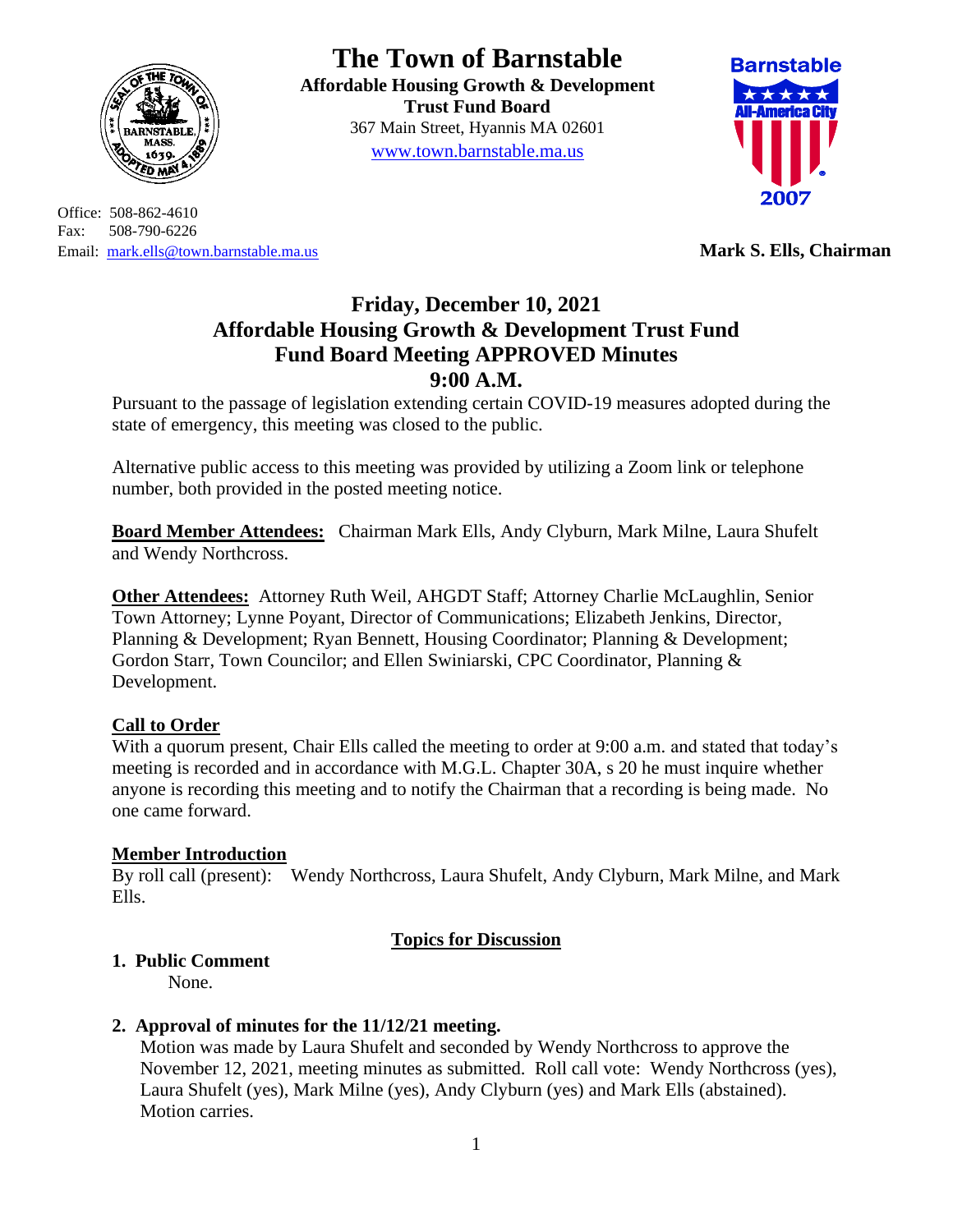# The Town of Barnstable

**Affordable Housing Growth & Development Trust Fund Board**

367 Main Street, Hyannis MA 02601

www.town.barnstable.ma.us

Office: 508-862-4610
Fax: 508-790-6226
Email: mark.ells@town.barnstable.ma.us

**Mark S. Ells, Chairman**

## Friday, December 10, 2021
## Affordable Housing Growth & Development Trust Fund
## Fund Board Meeting APPROVED Minutes
## 9:00 A.M.

Pursuant to the passage of legislation extending certain COVID-19 measures adopted during the state of emergency, this meeting was closed to the public.

Alternative public access to this meeting was provided by utilizing a Zoom link or telephone number, both provided in the posted meeting notice.

**Board Member Attendees:** Chairman Mark Ells, Andy Clyburn, Mark Milne, Laura Shufelt and Wendy Northcross.

**Other Attendees:** Attorney Ruth Weil, AHGDT Staff; Attorney Charlie McLaughlin, Senior Town Attorney; Lynne Poyant, Director of Communications; Elizabeth Jenkins, Director, Planning & Development; Ryan Bennett, Housing Coordinator; Planning & Development; Gordon Starr, Town Councilor; and Ellen Swiniarski, CPC Coordinator, Planning & Development.

**Call to Order**

With a quorum present, Chair Ells called the meeting to order at 9:00 a.m. and stated that today's meeting is recorded and in accordance with M.G.L. Chapter 30A, s 20 he must inquire whether anyone is recording this meeting and to notify the Chairman that a recording is being made. No one came forward.

**Member Introduction**

By roll call (present): Wendy Northcross, Laura Shufelt, Andy Clyburn, Mark Milne, and Mark Ells.

**Topics for Discussion**

1. **Public Comment**

   None.

2. **Approval of minutes for the 11/12/21 meeting.**

   Motion was made by Laura Shufelt and seconded by Wendy Northcross to approve the November 12, 2021, meeting minutes as submitted. Roll call vote: Wendy Northcross (yes), Laura Shufelt (yes), Mark Milne (yes), Andy Clyburn (yes) and Mark Ells (abstained). Motion carries.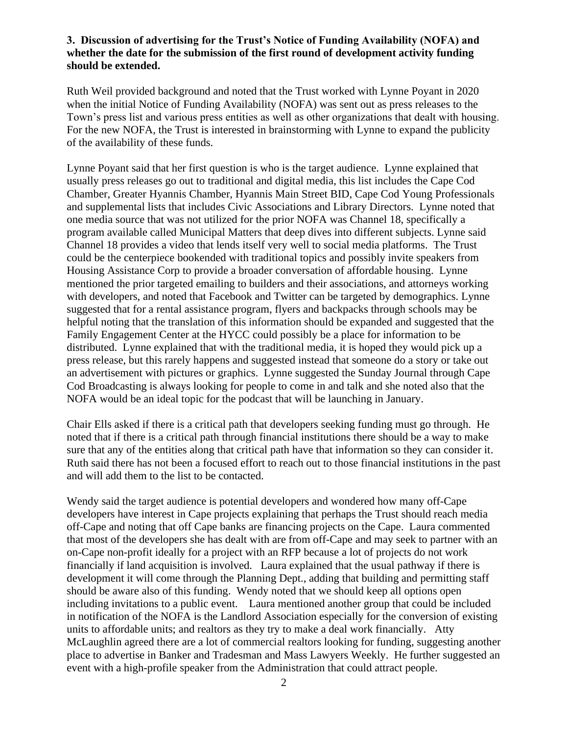**3. Discussion of advertising for the Trust's Notice of Funding Availability (NOFA) and whether the date for the submission of the first round of development activity funding should be extended.**

Ruth Weil provided background and noted that the Trust worked with Lynne Poyant in 2020 when the initial Notice of Funding Availability (NOFA) was sent out as press releases to the Town's press list and various press entities as well as other organizations that dealt with housing. For the new NOFA, the Trust is interested in brainstorming with Lynne to expand the publicity of the availability of these funds.

Lynne Poyant said that her first question is who is the target audience. Lynne explained that usually press releases go out to traditional and digital media, this list includes the Cape Cod Chamber, Greater Hyannis Chamber, Hyannis Main Street BID, Cape Cod Young Professionals and supplemental lists that includes Civic Associations and Library Directors. Lynne noted that one media source that was not utilized for the prior NOFA was Channel 18, specifically a program available called Municipal Matters that deep dives into different subjects. Lynne said Channel 18 provides a video that lends itself very well to social media platforms. The Trust could be the centerpiece bookended with traditional topics and possibly invite speakers from Housing Assistance Corp to provide a broader conversation of affordable housing. Lynne mentioned the prior targeted emailing to builders and their associations, and attorneys working with developers, and noted that Facebook and Twitter can be targeted by demographics. Lynne suggested that for a rental assistance program, flyers and backpacks through schools may be helpful noting that the translation of this information should be expanded and suggested that the Family Engagement Center at the HYCC could possibly be a place for information to be distributed. Lynne explained that with the traditional media, it is hoped they would pick up a press release, but this rarely happens and suggested instead that someone do a story or take out an advertisement with pictures or graphics. Lynne suggested the Sunday Journal through Cape Cod Broadcasting is always looking for people to come in and talk and she noted also that the NOFA would be an ideal topic for the podcast that will be launching in January.

Chair Ells asked if there is a critical path that developers seeking funding must go through. He noted that if there is a critical path through financial institutions there should be a way to make sure that any of the entities along that critical path have that information so they can consider it. Ruth said there has not been a focused effort to reach out to those financial institutions in the past and will add them to the list to be contacted.

Wendy said the target audience is potential developers and wondered how many off-Cape developers have interest in Cape projects explaining that perhaps the Trust should reach media off-Cape and noting that off Cape banks are financing projects on the Cape. Laura commented that most of the developers she has dealt with are from off-Cape and may seek to partner with an on-Cape non-profit ideally for a project with an RFP because a lot of projects do not work financially if land acquisition is involved. Laura explained that the usual pathway if there is development it will come through the Planning Dept., adding that building and permitting staff should be aware also of this funding. Wendy noted that we should keep all options open including invitations to a public event. Laura mentioned another group that could be included in notification of the NOFA is the Landlord Association especially for the conversion of existing units to affordable units; and realtors as they try to make a deal work financially. Atty McLaughlin agreed there are a lot of commercial realtors looking for funding, suggesting another place to advertise in Banker and Tradesman and Mass Lawyers Weekly. He further suggested an event with a high-profile speaker from the Administration that could attract people.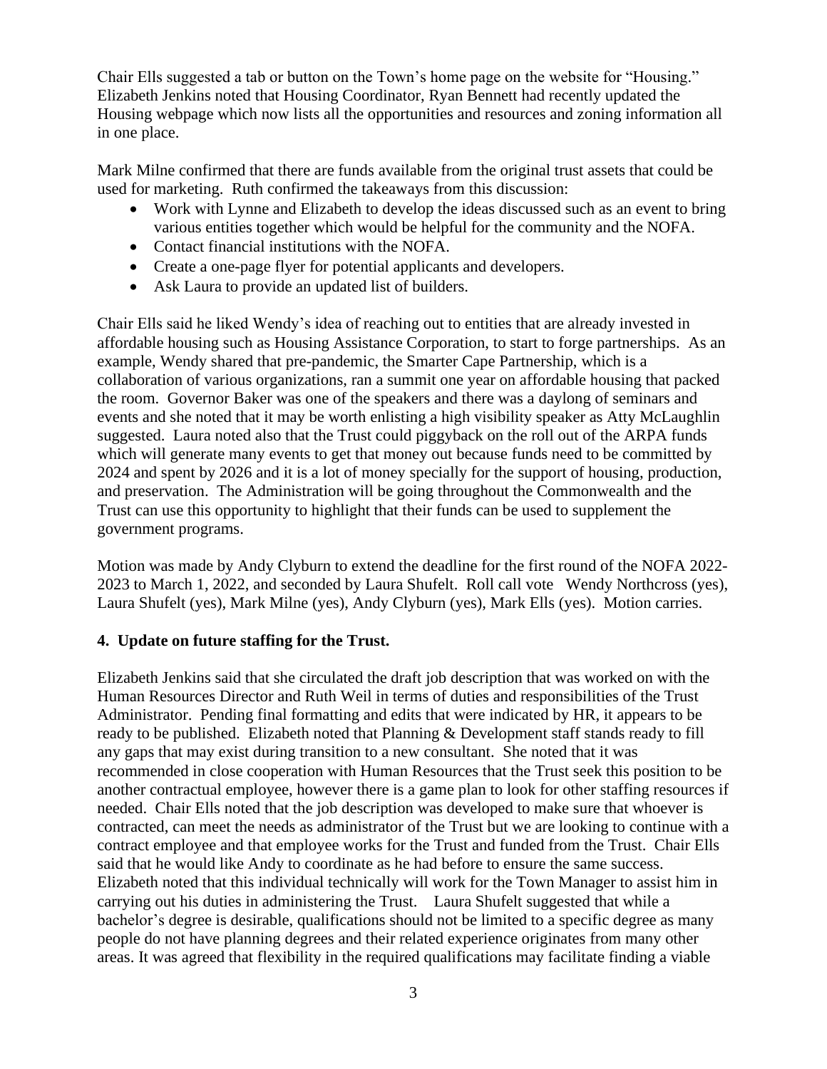Chair Ells suggested a tab or button on the Town's home page on the website for "Housing." Elizabeth Jenkins noted that Housing Coordinator, Ryan Bennett had recently updated the Housing webpage which now lists all the opportunities and resources and zoning information all in one place.

Mark Milne confirmed that there are funds available from the original trust assets that could be used for marketing. Ruth confirmed the takeaways from this discussion:

- Work with Lynne and Elizabeth to develop the ideas discussed such as an event to bring various entities together which would be helpful for the community and the NOFA.
- Contact financial institutions with the NOFA.
- Create a one-page flyer for potential applicants and developers.
- Ask Laura to provide an updated list of builders.

Chair Ells said he liked Wendy's idea of reaching out to entities that are already invested in affordable housing such as Housing Assistance Corporation, to start to forge partnerships. As an example, Wendy shared that pre-pandemic, the Smarter Cape Partnership, which is a collaboration of various organizations, ran a summit one year on affordable housing that packed the room. Governor Baker was one of the speakers and there was a daylong of seminars and events and she noted that it may be worth enlisting a high visibility speaker as Atty McLaughlin suggested. Laura noted also that the Trust could piggyback on the roll out of the ARPA funds which will generate many events to get that money out because funds need to be committed by 2024 and spent by 2026 and it is a lot of money specially for the support of housing, production, and preservation. The Administration will be going throughout the Commonwealth and the Trust can use this opportunity to highlight that their funds can be used to supplement the government programs.

Motion was made by Andy Clyburn to extend the deadline for the first round of the NOFA 2022-2023 to March 1, 2022, and seconded by Laura Shufelt. Roll call vote Wendy Northcross (yes), Laura Shufelt (yes), Mark Milne (yes), Andy Clyburn (yes), Mark Ells (yes). Motion carries.

**4. Update on future staffing for the Trust.**

Elizabeth Jenkins said that she circulated the draft job description that was worked on with the Human Resources Director and Ruth Weil in terms of duties and responsibilities of the Trust Administrator. Pending final formatting and edits that were indicated by HR, it appears to be ready to be published. Elizabeth noted that Planning & Development staff stands ready to fill any gaps that may exist during transition to a new consultant. She noted that it was recommended in close cooperation with Human Resources that the Trust seek this position to be another contractual employee, however there is a game plan to look for other staffing resources if needed. Chair Ells noted that the job description was developed to make sure that whoever is contracted, can meet the needs as administrator of the Trust but we are looking to continue with a contract employee and that employee works for the Trust and funded from the Trust. Chair Ells said that he would like Andy to coordinate as he had before to ensure the same success. Elizabeth noted that this individual technically will work for the Town Manager to assist him in carrying out his duties in administering the Trust. Laura Shufelt suggested that while a bachelor's degree is desirable, qualifications should not be limited to a specific degree as many people do not have planning degrees and their related experience originates from many other areas. It was agreed that flexibility in the required qualifications may facilitate finding a viable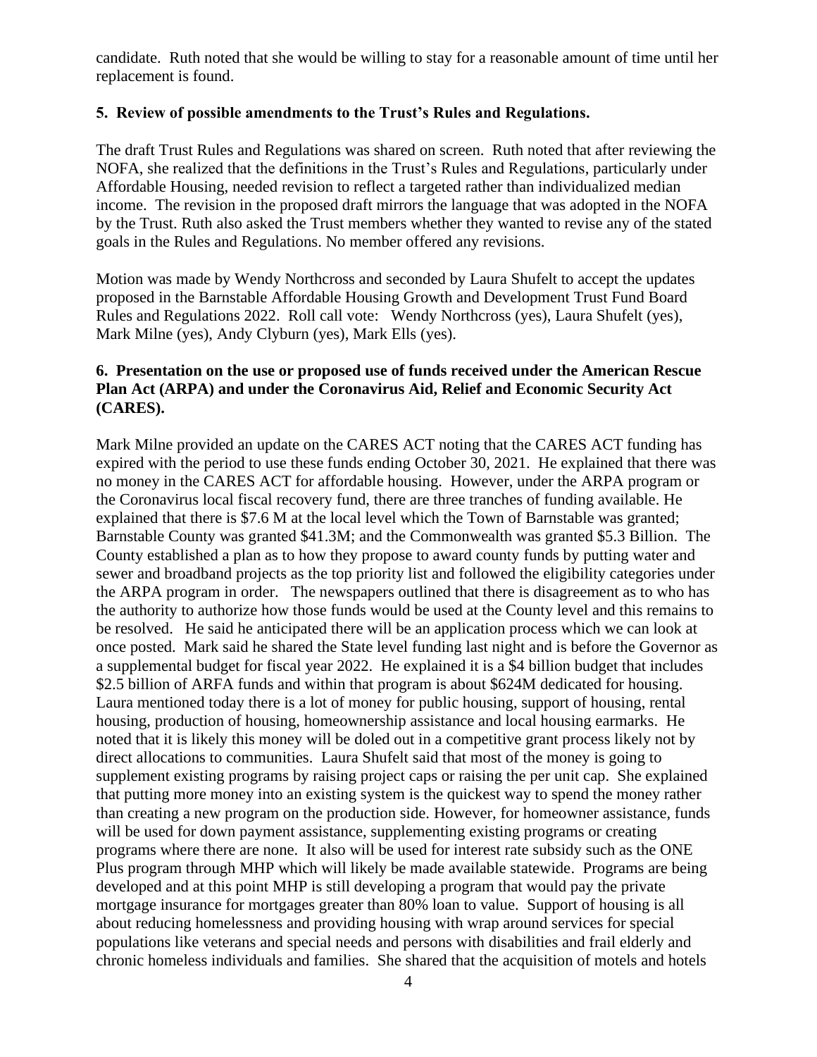candidate. Ruth noted that she would be willing to stay for a reasonable amount of time until her replacement is found.

**5. Review of possible amendments to the Trust's Rules and Regulations.**

The draft Trust Rules and Regulations was shared on screen. Ruth noted that after reviewing the NOFA, she realized that the definitions in the Trust's Rules and Regulations, particularly under Affordable Housing, needed revision to reflect a targeted rather than individualized median income. The revision in the proposed draft mirrors the language that was adopted in the NOFA by the Trust. Ruth also asked the Trust members whether they wanted to revise any of the stated goals in the Rules and Regulations. No member offered any revisions.

Motion was made by Wendy Northcross and seconded by Laura Shufelt to accept the updates proposed in the Barnstable Affordable Housing Growth and Development Trust Fund Board Rules and Regulations 2022. Roll call vote: Wendy Northcross (yes), Laura Shufelt (yes), Mark Milne (yes), Andy Clyburn (yes), Mark Ells (yes).

**6. Presentation on the use or proposed use of funds received under the American Rescue Plan Act (ARPA) and under the Coronavirus Aid, Relief and Economic Security Act (CARES).**

Mark Milne provided an update on the CARES ACT noting that the CARES ACT funding has expired with the period to use these funds ending October 30, 2021. He explained that there was no money in the CARES ACT for affordable housing. However, under the ARPA program or the Coronavirus local fiscal recovery fund, there are three tranches of funding available. He explained that there is $7.6 M at the local level which the Town of Barnstable was granted; Barnstable County was granted $41.3M; and the Commonwealth was granted $5.3 Billion. The County established a plan as to how they propose to award county funds by putting water and sewer and broadband projects as the top priority list and followed the eligibility categories under the ARPA program in order. The newspapers outlined that there is disagreement as to who has the authority to authorize how those funds would be used at the County level and this remains to be resolved. He said he anticipated there will be an application process which we can look at once posted. Mark said he shared the State level funding last night and is before the Governor as a supplemental budget for fiscal year 2022. He explained it is a $4 billion budget that includes $2.5 billion of ARFA funds and within that program is about $624M dedicated for housing. Laura mentioned today there is a lot of money for public housing, support of housing, rental housing, production of housing, homeownership assistance and local housing earmarks. He noted that it is likely this money will be doled out in a competitive grant process likely not by direct allocations to communities. Laura Shufelt said that most of the money is going to supplement existing programs by raising project caps or raising the per unit cap. She explained that putting more money into an existing system is the quickest way to spend the money rather than creating a new program on the production side. However, for homeowner assistance, funds will be used for down payment assistance, supplementing existing programs or creating programs where there are none. It also will be used for interest rate subsidy such as the ONE Plus program through MHP which will likely be made available statewide. Programs are being developed and at this point MHP is still developing a program that would pay the private mortgage insurance for mortgages greater than 80% loan to value. Support of housing is all about reducing homelessness and providing housing with wrap around services for special populations like veterans and special needs and persons with disabilities and frail elderly and chronic homeless individuals and families. She shared that the acquisition of motels and hotels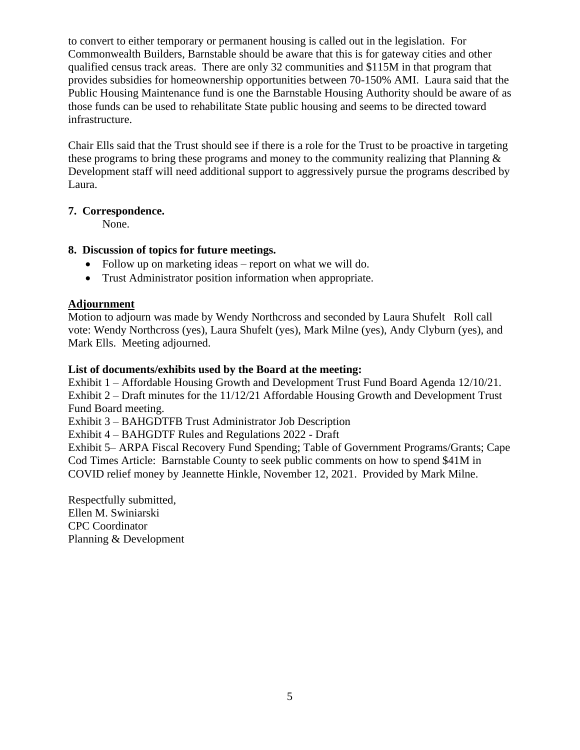to convert to either temporary or permanent housing is called out in the legislation. For Commonwealth Builders, Barnstable should be aware that this is for gateway cities and other qualified census track areas. There are only 32 communities and $115M in that program that provides subsidies for homeownership opportunities between 70-150% AMI. Laura said that the Public Housing Maintenance fund is one the Barnstable Housing Authority should be aware of as those funds can be used to rehabilitate State public housing and seems to be directed toward infrastructure.

Chair Ells said that the Trust should see if there is a role for the Trust to be proactive in targeting these programs to bring these programs and money to the community realizing that Planning & Development staff will need additional support to aggressively pursue the programs described by Laura.

**7. Correspondence.**

None.

**8. Discussion of topics for future meetings.**

- Follow up on marketing ideas – report on what we will do.
- Trust Administrator position information when appropriate.

**Adjournment**

Motion to adjourn was made by Wendy Northcross and seconded by Laura Shufelt Roll call vote: Wendy Northcross (yes), Laura Shufelt (yes), Mark Milne (yes), Andy Clyburn (yes), and Mark Ells. Meeting adjourned.

**List of documents/exhibits used by the Board at the meeting:**

Exhibit 1 – Affordable Housing Growth and Development Trust Fund Board Agenda 12/10/21.
Exhibit 2 – Draft minutes for the 11/12/21 Affordable Housing Growth and Development Trust Fund Board meeting.
Exhibit 3 – BAHGDTFB Trust Administrator Job Description
Exhibit 4 – BAHGDTF Rules and Regulations 2022 - Draft
Exhibit 5– ARPA Fiscal Recovery Fund Spending; Table of Government Programs/Grants; Cape Cod Times Article: Barnstable County to seek public comments on how to spend $41M in COVID relief money by Jeannette Hinkle, November 12, 2021. Provided by Mark Milne.

Respectfully submitted,
Ellen M. Swiniarski
CPC Coordinator
Planning & Development